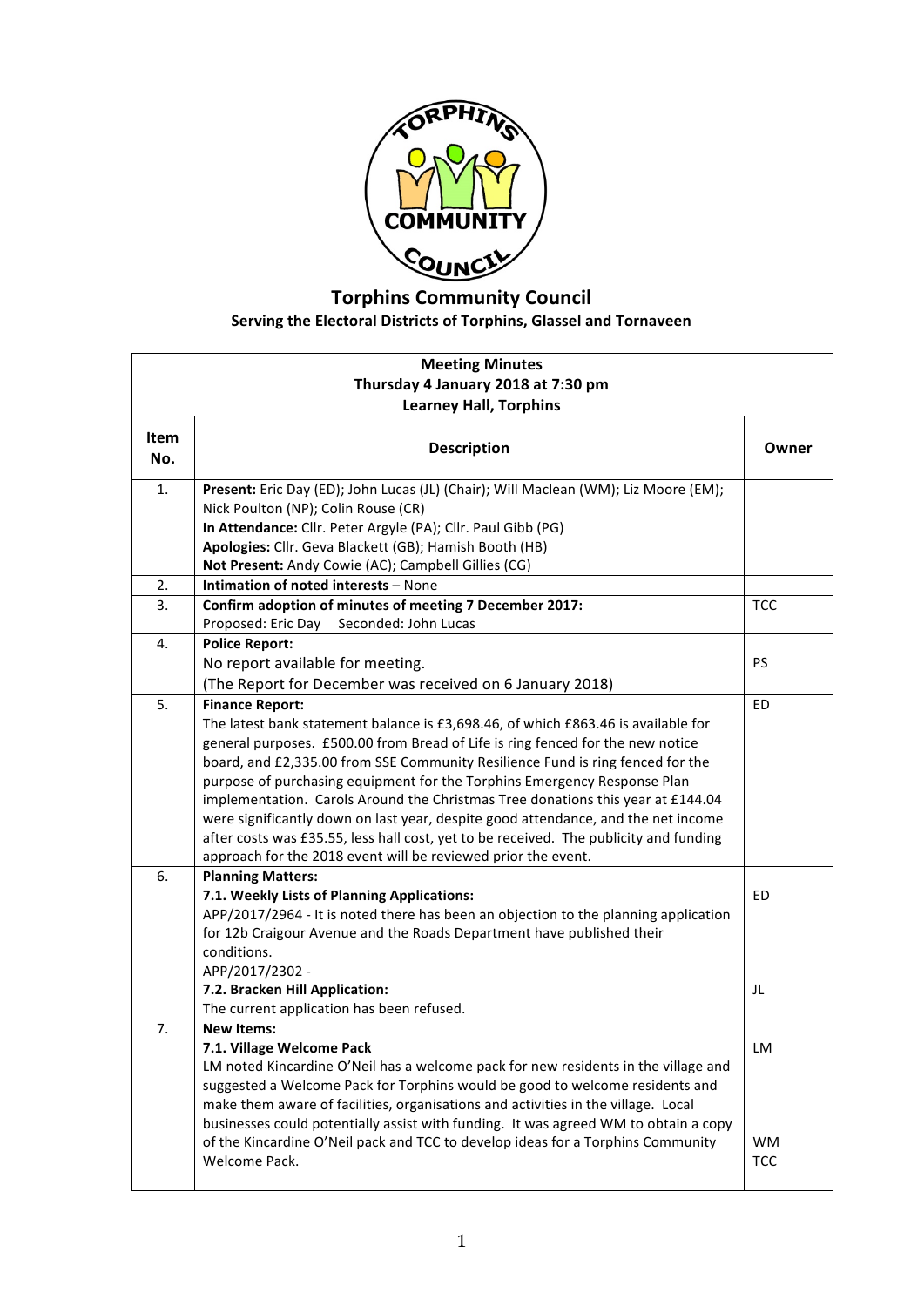# Torphins Community Council

**Serving the Electoral Districts of Torphins, Glassel and Tornaveen**

| **Meeting Minutes<br>Thursday 4 January 2018 at 7:30 pm<br>Learney Hall, Torphins** | | |
|---|---|---|
| **Item No.** | **Description** | **Owner** |
| 1. | **Present:** Eric Day (ED); John Lucas (JL) (Chair); Will Maclean (WM); Liz Moore (EM); Nick Poulton (NP); Colin Rouse (CR)<br>**In Attendance:** Cllr. Peter Argyle (PA); Cllr. Paul Gibb (PG)<br>**Apologies:** Cllr. Geva Blackett (GB); Hamish Booth (HB)<br>**Not Present:** Andy Cowie (AC); Campbell Gillies (CG) | |
| 2. | **Intimation of noted interests** – None | |
| 3. | **Confirm adoption of minutes of meeting 7 December 2017:**<br>Proposed: Eric Day Seconded: John Lucas | TCC |
| 4. | **Police Report:**<br>No report available for meeting.<br>(The Report for December was received on 6 January 2018) | PS |
| 5. | **Finance Report:**<br>The latest bank statement balance is £3,698.46, of which £863.46 is available for general purposes. £500.00 from Bread of Life is ring fenced for the new notice board, and £2,335.00 from SSE Community Resilience Fund is ring fenced for the purpose of purchasing equipment for the Torphins Emergency Response Plan implementation. Carols Around the Christmas Tree donations this year at £144.04 were significantly down on last year, despite good attendance, and the net income after costs was £35.55, less hall cost, yet to be received. The publicity and funding approach for the 2018 event will be reviewed prior the event. | ED |
| 6. | **Planning Matters:**<br>**7.1. Weekly Lists of Planning Applications:**<br>APP/2017/2964 - It is noted there has been an objection to the planning application for 12b Craigour Avenue and the Roads Department have published their conditions.<br>APP/2017/2302 -<br>**7.2. Bracken Hill Application:**<br>The current application has been refused. | ED<br><br><br><br><br>JL |
| 7. | **New Items:**<br>**7.1. Village Welcome Pack**<br>LM noted Kincardine O'Neil has a welcome pack for new residents in the village and suggested a Welcome Pack for Torphins would be good to welcome residents and make them aware of facilities, organisations and activities in the village. Local businesses could potentially assist with funding. It was agreed WM to obtain a copy of the Kincardine O'Neil pack and TCC to develop ideas for a Torphins Community Welcome Pack. | LM<br><br><br><br><br>WM<br>TCC |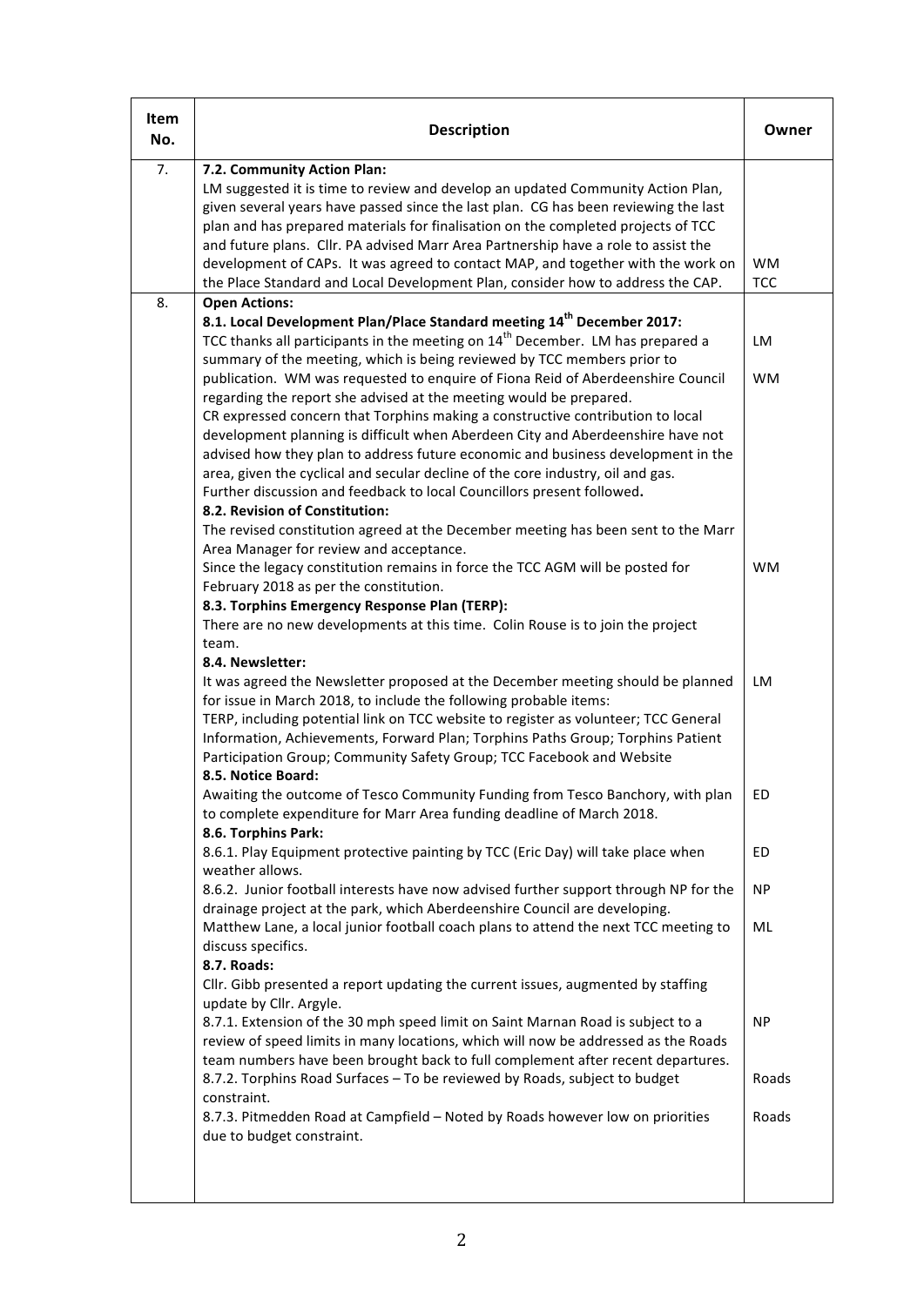| Item No. | Description | Owner |
|---|---|---|
| 7. | **7.2. Community Action Plan:**<br>LM suggested it is time to review and develop an updated Community Action Plan, given several years have passed since the last plan. CG has been reviewing the last plan and has prepared materials for finalisation on the completed projects of TCC and future plans. Cllr. PA advised Marr Area Partnership have a role to assist the development of CAPs. It was agreed to contact MAP, and together with the work on the Place Standard and Local Development Plan, consider how to address the CAP. | WM<br>TCC |
| 8. | **Open Actions:**<br>**8.1. Local Development Plan/Place Standard meeting 14th December 2017:**<br>TCC thanks all participants in the meeting on 14th December. LM has prepared a summary of the meeting, which is being reviewed by TCC members prior to publication. WM was requested to enquire of Fiona Reid of Aberdeenshire Council regarding the report she advised at the meeting would be prepared.<br>CR expressed concern that Torphins making a constructive contribution to local development planning is difficult when Aberdeen City and Aberdeenshire have not advised how they plan to address future economic and business development in the area, given the cyclical and secular decline of the core industry, oil and gas.<br>Further discussion and feedback to local Councillors present followed.<br>**8.2. Revision of Constitution:**<br>The revised constitution agreed at the December meeting has been sent to the Marr Area Manager for review and acceptance.<br>Since the legacy constitution remains in force the TCC AGM will be posted for February 2018 as per the constitution.<br>**8.3. Torphins Emergency Response Plan (TERP):**<br>There are no new developments at this time. Colin Rouse is to join the project team.<br>**8.4. Newsletter:**<br>It was agreed the Newsletter proposed at the December meeting should be planned for issue in March 2018, to include the following probable items:<br>TERP, including potential link on TCC website to register as volunteer; TCC General Information, Achievements, Forward Plan; Torphins Paths Group; Torphins Patient Participation Group; Community Safety Group; TCC Facebook and Website<br>**8.5. Notice Board:**<br>Awaiting the outcome of Tesco Community Funding from Tesco Banchory, with plan to complete expenditure for Marr Area funding deadline of March 2018.<br>**8.6. Torphins Park:**<br>8.6.1. Play Equipment protective painting by TCC (Eric Day) will take place when weather allows.<br>8.6.2. Junior football interests have now advised further support through NP for the drainage project at the park, which Aberdeenshire Council are developing.<br>Matthew Lane, a local junior football coach plans to attend the next TCC meeting to discuss specifics.<br>**8.7. Roads:**<br>Cllr. Gibb presented a report updating the current issues, augmented by staffing update by Cllr. Argyle.<br>8.7.1. Extension of the 30 mph speed limit on Saint Marnan Road is subject to a review of speed limits in many locations, which will now be addressed as the Roads team numbers have been brought back to full complement after recent departures.<br>8.7.2. Torphins Road Surfaces – To be reviewed by Roads, subject to budget constraint.<br>8.7.3. Pitmedden Road at Campfield – Noted by Roads however low on priorities due to budget constraint. | LM<br>WM<br>WM<br>LM<br>ED<br>ED<br>NP<br>ML<br>NP<br>Roads<br>Roads |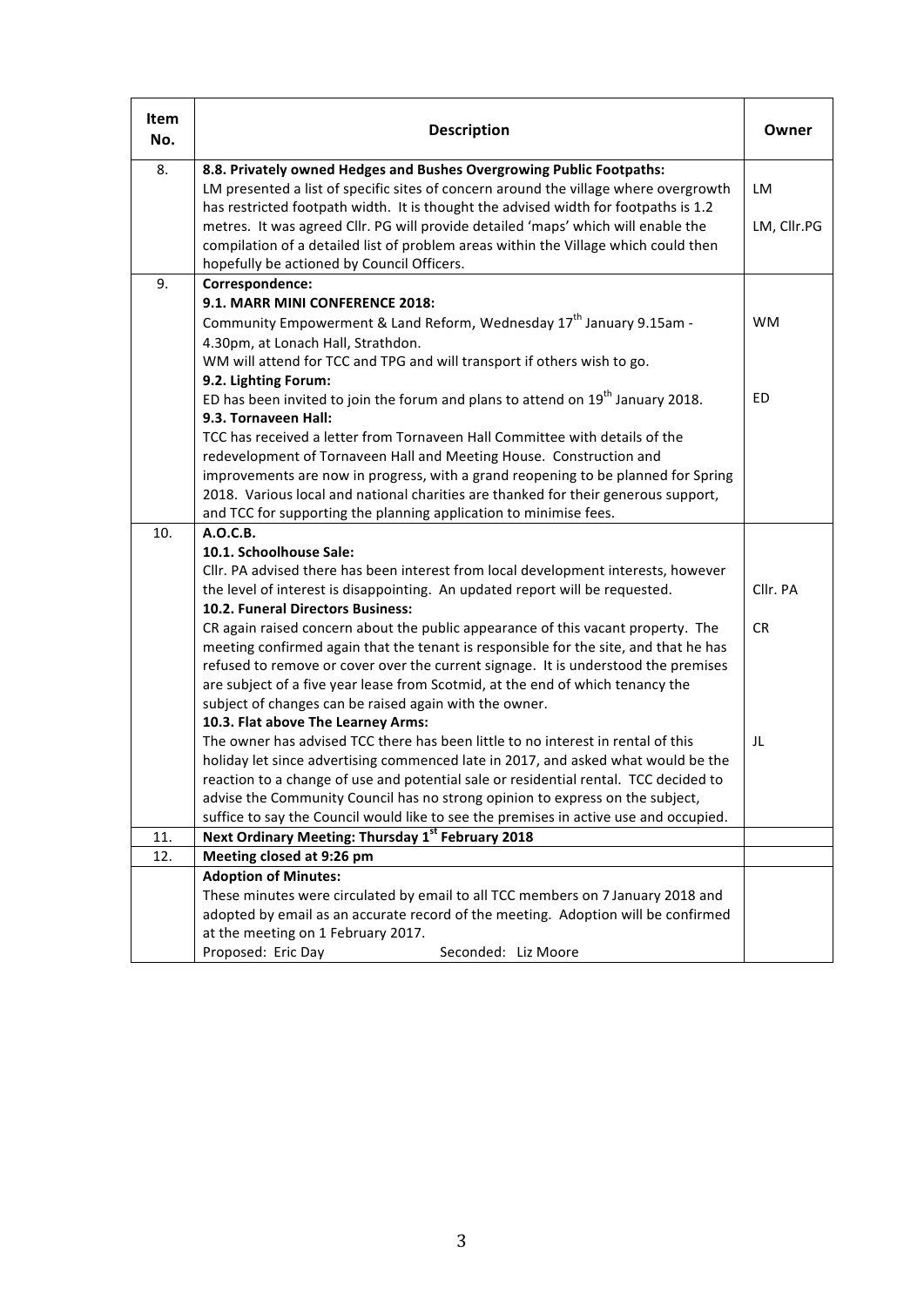| Item No. | Description | Owner |
|---|---|---|
| 8. | **8.8. Privately owned Hedges and Bushes Overgrowing Public Footpaths:**<br>LM presented a list of specific sites of concern around the village where overgrowth has restricted footpath width. It is thought the advised width for footpaths is 1.2 metres. It was agreed Cllr. PG will provide detailed 'maps' which will enable the compilation of a detailed list of problem areas within the Village which could then hopefully be actioned by Council Officers. | LM<br><br>LM, Cllr.PG |
| 9. | **Correspondence:**<br>**9.1. MARR MINI CONFERENCE 2018:**<br>Community Empowerment & Land Reform, Wednesday 17th January 9.15am - 4.30pm, at Lonach Hall, Strathdon.<br>WM will attend for TCC and TPG and will transport if others wish to go.<br>**9.2. Lighting Forum:**<br>ED has been invited to join the forum and plans to attend on 19th January 2018.<br>**9.3. Tornaveen Hall:**<br>TCC has received a letter from Tornaveen Hall Committee with details of the redevelopment of Tornaveen Hall and Meeting House. Construction and improvements are now in progress, with a grand reopening to be planned for Spring 2018. Various local and national charities are thanked for their generous support, and TCC for supporting the planning application to minimise fees. | <br><br>WM<br><br><br>ED |
| 10. | **A.O.C.B.**<br>**10.1. Schoolhouse Sale:**<br>Cllr. PA advised there has been interest from local development interests, however the level of interest is disappointing. An updated report will be requested.<br>**10.2. Funeral Directors Business:**<br>CR again raised concern about the public appearance of this vacant property. The meeting confirmed again that the tenant is responsible for the site, and that he has refused to remove or cover over the current signage. It is understood the premises are subject of a five year lease from Scotmid, at the end of which tenancy the subject of changes can be raised again with the owner.<br>**10.3. Flat above The Learney Arms:**<br>The owner has advised TCC there has been little to no interest in rental of this holiday let since advertising commenced late in 2017, and asked what would be the reaction to a change of use and potential sale or residential rental. TCC decided to advise the Community Council has no strong opinion to express on the subject, suffice to say the Council would like to see the premises in active use and occupied. | <br><br><br>Cllr. PA<br><br>CR<br><br><br><br><br>JL |
| 11. | **Next Ordinary Meeting: Thursday 1st February 2018** | |
| 12. | **Meeting closed at 9:26 pm** | |
| | **Adoption of Minutes:**<br>These minutes were circulated by email to all TCC members on 7 January 2018 and adopted by email as an accurate record of the meeting. Adoption will be confirmed at the meeting on 1 February 2017.<br>Proposed: Eric Day Seconded: Liz Moore | |